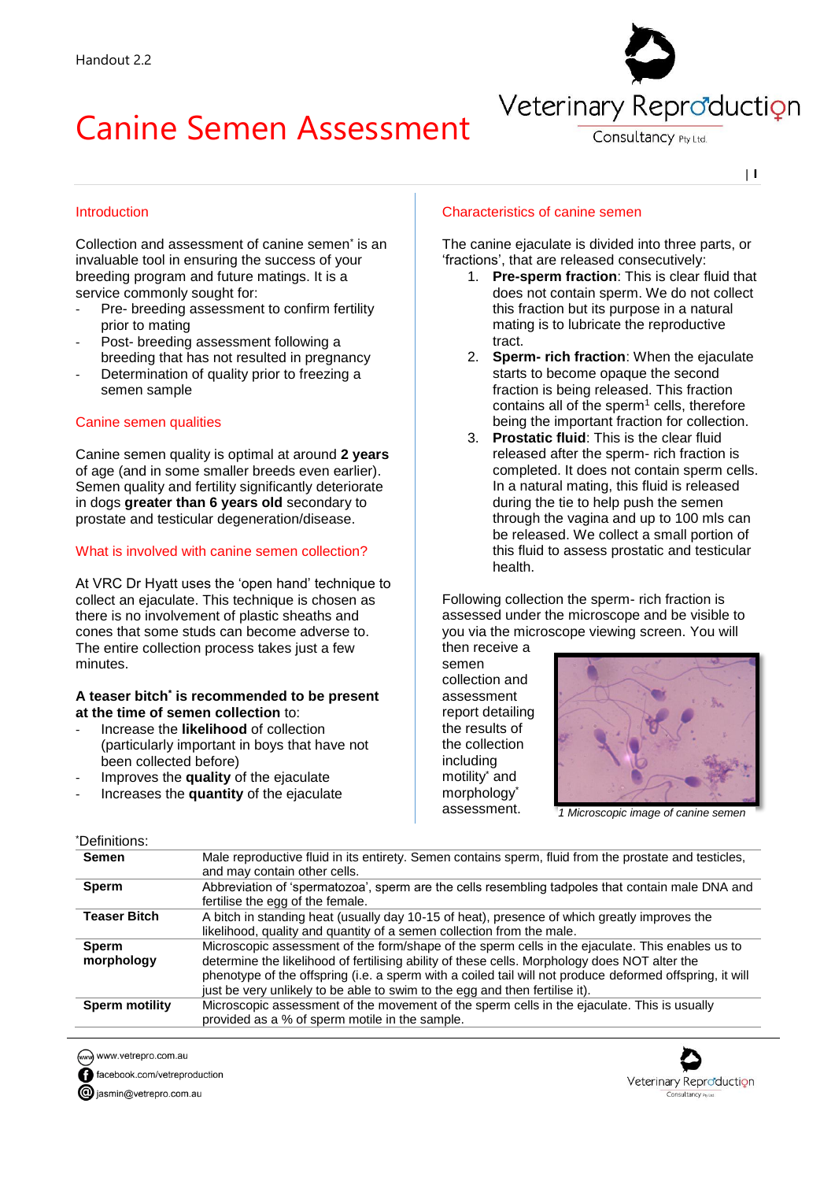Handout 2.2

# Canine Semen Assessment

## Introduction

Collection and assessment of canine semen* is an invaluable tool in ensuring the success of your breeding program and future matings. It is a service commonly sought for:

- Pre- breeding assessment to confirm fertility prior to mating
- Post- breeding assessment following a breeding that has not resulted in pregnancy
- Determination of quality prior to freezing a semen sample

## Canine semen qualities

Canine semen quality is optimal at around **2 years** of age (and in some smaller breeds even earlier). Semen quality and fertility significantly deteriorate in dogs **greater than 6 years old** secondary to prostate and testicular degeneration/disease.

## What is involved with canine semen collection?

At VRC Dr Hyatt uses the 'open hand' technique to collect an ejaculate. This technique is chosen as there is no involvement of plastic sheaths and cones that some studs can become adverse to. The entire collection process takes just a few minutes.

**A teaser bitch* is recommended to be present at the time of semen collection** to:

- Increase the **likelihood** of collection (particularly important in boys that have not been collected before)
- Improves the **quality** of the ejaculate
- Increases the **quantity** of the ejaculate

## Characteristics of canine semen

The canine ejaculate is divided into three parts, or 'fractions', that are released consecutively:

1. **Pre-sperm fraction**: This is clear fluid that does not contain sperm. We do not collect this fraction but its purpose in a natural mating is to lubricate the reproductive tract.
2. **Sperm- rich fraction**: When the ejaculate starts to become opaque the second fraction is being released. This fraction contains all of the sperm[1] cells, therefore being the important fraction for collection.
3. **Prostatic fluid**: This is the clear fluid released after the sperm- rich fraction is completed. It does not contain sperm cells. In a natural mating, this fluid is released during the tie to help push the semen through the vagina and up to 100 mls can be released. We collect a small portion of this fluid to assess prostatic and testicular health.

Following collection the sperm- rich fraction is assessed under the microscope and be visible to you via the microscope viewing screen. You will then receive a semen collection and assessment report detailing the results of the collection including motility* and morphology* assessment.

*1 Microscopic image of canine semen*

*Definitions:

| | |
|---|---|
| **Semen** | Male reproductive fluid in its entirety. Semen contains sperm, fluid from the prostate and testicles, and may contain other cells. |
| **Sperm** | Abbreviation of 'spermatozoa', sperm are the cells resembling tadpoles that contain male DNA and fertilise the egg of the female. |
| **Teaser Bitch** | A bitch in standing heat (usually day 10-15 of heat), presence of which greatly improves the likelihood, quality and quantity of a semen collection from the male. |
| **Sperm morphology** | Microscopic assessment of the form/shape of the sperm cells in the ejaculate. This enables us to determine the likelihood of fertilising ability of these cells. Morphology does NOT alter the phenotype of the offspring (i.e. a sperm with a coiled tail will not produce deformed offspring, it will just be very unlikely to be able to swim to the egg and then fertilise it). |
| **Sperm motility** | Microscopic assessment of the movement of the sperm cells in the ejaculate. This is usually provided as a % of sperm motile in the sample. |

www.vetrepro.com.au
facebook.com/vetreproduction
jasmin@vetrepro.com.au